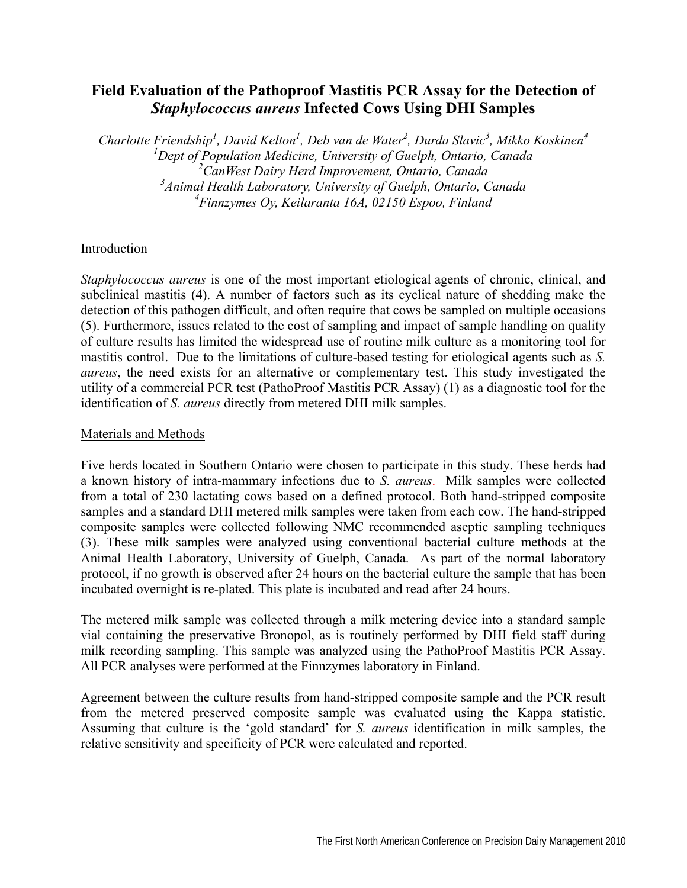# Field Evaluation of the Pathoproof Mastitis PCR Assay for the Detection of *Staphylococcus aureus* Infected Cows Using DHI Samples

*Charlotte Friendship[1], David Kelton[1], Deb van de Water[2], Durda Slavic[3], Mikko Koskinen[4]*
*[1]Dept of Population Medicine, University of Guelph, Ontario, Canada*
*[2]CanWest Dairy Herd Improvement, Ontario, Canada*
*[3]Animal Health Laboratory, University of Guelph, Ontario, Canada*
*[4]Finnzymes Oy, Keilaranta 16A, 02150 Espoo, Finland*

## Introduction

*Staphylococcus aureus* is one of the most important etiological agents of chronic, clinical, and subclinical mastitis (4). A number of factors such as its cyclical nature of shedding make the detection of this pathogen difficult, and often require that cows be sampled on multiple occasions (5). Furthermore, issues related to the cost of sampling and impact of sample handling on quality of culture results has limited the widespread use of routine milk culture as a monitoring tool for mastitis control. Due to the limitations of culture-based testing for etiological agents such as *S. aureus*, the need exists for an alternative or complementary test. This study investigated the utility of a commercial PCR test (PathoProof Mastitis PCR Assay) (1) as a diagnostic tool for the identification of *S. aureus* directly from metered DHI milk samples.

## Materials and Methods

Five herds located in Southern Ontario were chosen to participate in this study. These herds had a known history of intra-mammary infections due to *S. aureus*. Milk samples were collected from a total of 230 lactating cows based on a defined protocol. Both hand-stripped composite samples and a standard DHI metered milk samples were taken from each cow. The hand-stripped composite samples were collected following NMC recommended aseptic sampling techniques (3). These milk samples were analyzed using conventional bacterial culture methods at the Animal Health Laboratory, University of Guelph, Canada. As part of the normal laboratory protocol, if no growth is observed after 24 hours on the bacterial culture the sample that has been incubated overnight is re-plated. This plate is incubated and read after 24 hours.

The metered milk sample was collected through a milk metering device into a standard sample vial containing the preservative Bronopol, as is routinely performed by DHI field staff during milk recording sampling. This sample was analyzed using the PathoProof Mastitis PCR Assay. All PCR analyses were performed at the Finnzymes laboratory in Finland.

Agreement between the culture results from hand-stripped composite sample and the PCR result from the metered preserved composite sample was evaluated using the Kappa statistic. Assuming that culture is the 'gold standard' for *S. aureus* identification in milk samples, the relative sensitivity and specificity of PCR were calculated and reported.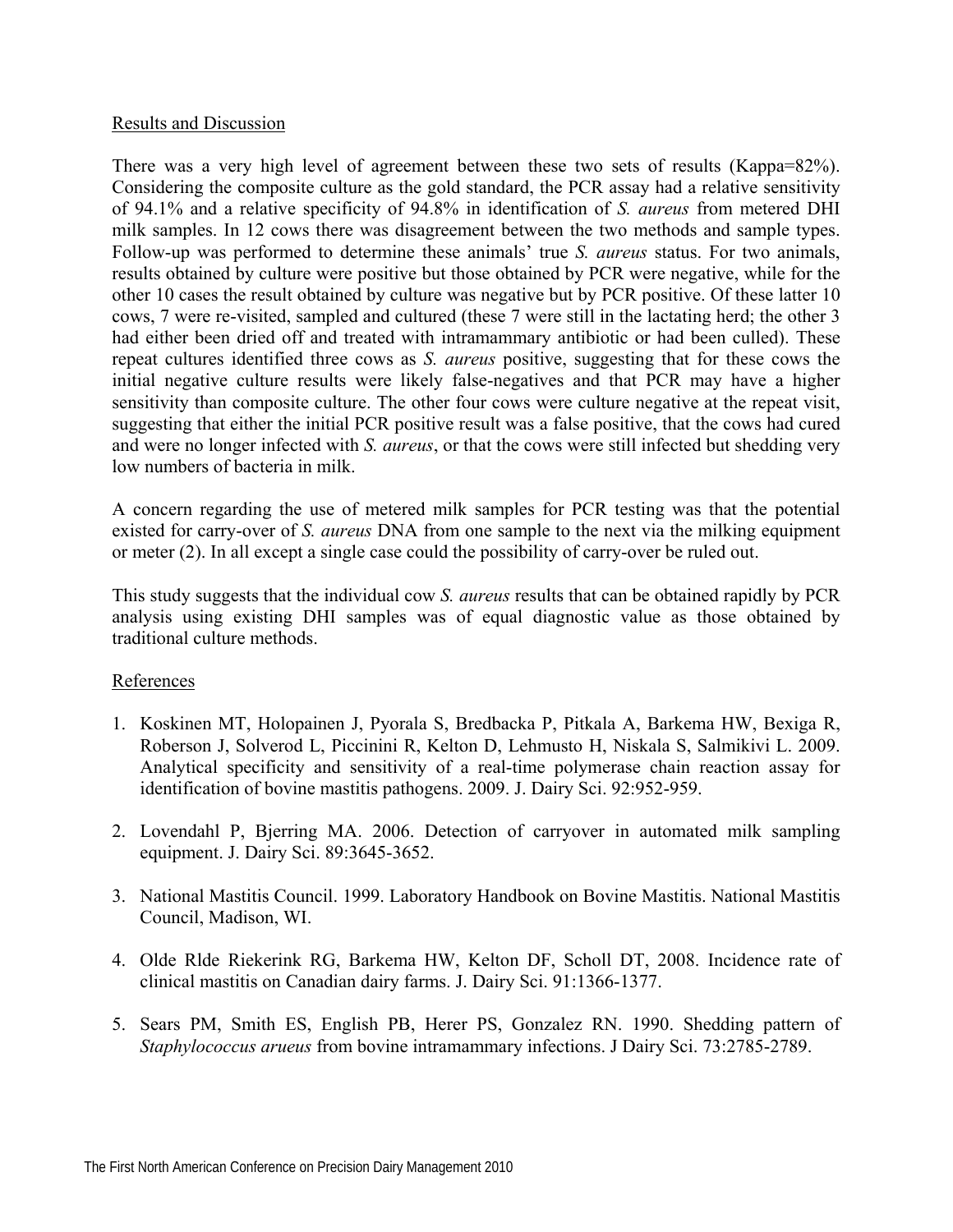## Results and Discussion

There was a very high level of agreement between these two sets of results (Kappa=82%). Considering the composite culture as the gold standard, the PCR assay had a relative sensitivity of 94.1% and a relative specificity of 94.8% in identification of *S. aureus* from metered DHI milk samples. In 12 cows there was disagreement between the two methods and sample types. Follow-up was performed to determine these animals' true *S. aureus* status. For two animals, results obtained by culture were positive but those obtained by PCR were negative, while for the other 10 cases the result obtained by culture was negative but by PCR positive. Of these latter 10 cows, 7 were re-visited, sampled and cultured (these 7 were still in the lactating herd; the other 3 had either been dried off and treated with intramammary antibiotic or had been culled). These repeat cultures identified three cows as *S. aureus* positive, suggesting that for these cows the initial negative culture results were likely false-negatives and that PCR may have a higher sensitivity than composite culture. The other four cows were culture negative at the repeat visit, suggesting that either the initial PCR positive result was a false positive, that the cows had cured and were no longer infected with *S. aureus*, or that the cows were still infected but shedding very low numbers of bacteria in milk.

A concern regarding the use of metered milk samples for PCR testing was that the potential existed for carry-over of *S. aureus* DNA from one sample to the next via the milking equipment or meter (2). In all except a single case could the possibility of carry-over be ruled out.

This study suggests that the individual cow *S. aureus* results that can be obtained rapidly by PCR analysis using existing DHI samples was of equal diagnostic value as those obtained by traditional culture methods.

## References

1. Koskinen MT, Holopainen J, Pyorala S, Bredbacka P, Pitkala A, Barkema HW, Bexiga R, Roberson J, Solverod L, Piccinini R, Kelton D, Lehmusto H, Niskala S, Salmikivi L. 2009. Analytical specificity and sensitivity of a real-time polymerase chain reaction assay for identification of bovine mastitis pathogens. 2009. J. Dairy Sci. 92:952-959.

2. Lovendahl P, Bjerring MA. 2006. Detection of carryover in automated milk sampling equipment. J. Dairy Sci. 89:3645-3652.

3. National Mastitis Council. 1999. Laboratory Handbook on Bovine Mastitis. National Mastitis Council, Madison, WI.

4. Olde Rlde Riekerink RG, Barkema HW, Kelton DF, Scholl DT, 2008. Incidence rate of clinical mastitis on Canadian dairy farms. J. Dairy Sci. 91:1366-1377.

5. Sears PM, Smith ES, English PB, Herer PS, Gonzalez RN. 1990. Shedding pattern of *Staphylococcus arueus* from bovine intramammary infections. J Dairy Sci. 73:2785-2789.